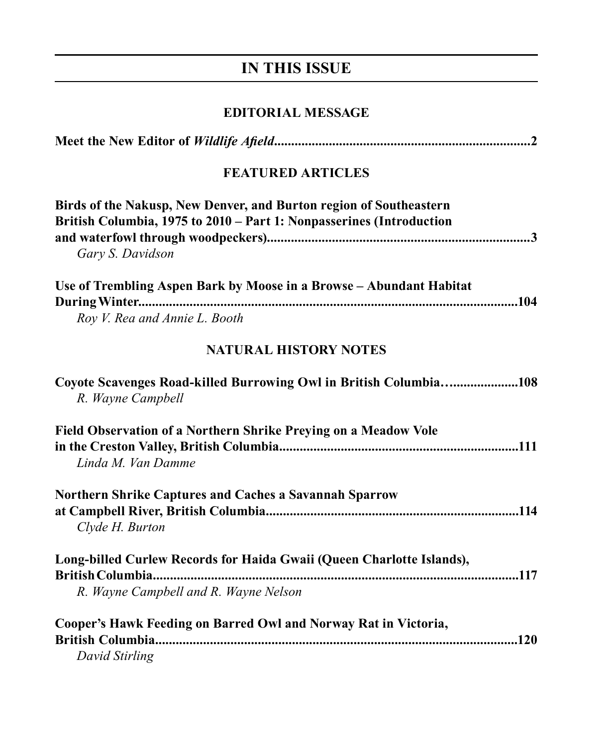# IN THIS ISSUE

## EDITORIAL MESSAGE

**Meet the New Editor of *Wildlife Afield*...........................................................................2**

## FEATURED ARTICLES

**Birds of the Nakusp, New Denver, and Burton region of Southeastern British Columbia, 1975 to 2010 – Part 1: Nonpasserines (Introduction and waterfowl through woodpeckers).............................................................................3**
*Gary S. Davidson*

**Use of Trembling Aspen Bark by Moose in a Browse – Abundant Habitat During Winter.................................................................................................104**
*Roy V. Rea and Annie L. Booth*

## NATURAL HISTORY NOTES

**Coyote Scavenges Road-killed Burrowing Owl in British Columbia…....................108**
*R. Wayne Campbell*

**Field Observation of a Northern Shrike Preying on a Meadow Vole in the Creston Valley, British Columbia......................................................................111**
*Linda M. Van Damme*

**Northern Shrike Captures and Caches a Savannah Sparrow at Campbell River, British Columbia..........................................................................114**
*Clyde H. Burton*

**Long-billed Curlew Records for Haida Gwaii (Queen Charlotte Islands), British Columbia............................................................................................................117**
*R. Wayne Campbell and R. Wayne Nelson*

**Cooper's Hawk Feeding on Barred Owl and Norway Rat in Victoria, British Columbia..........................................................................................................120**
*David Stirling*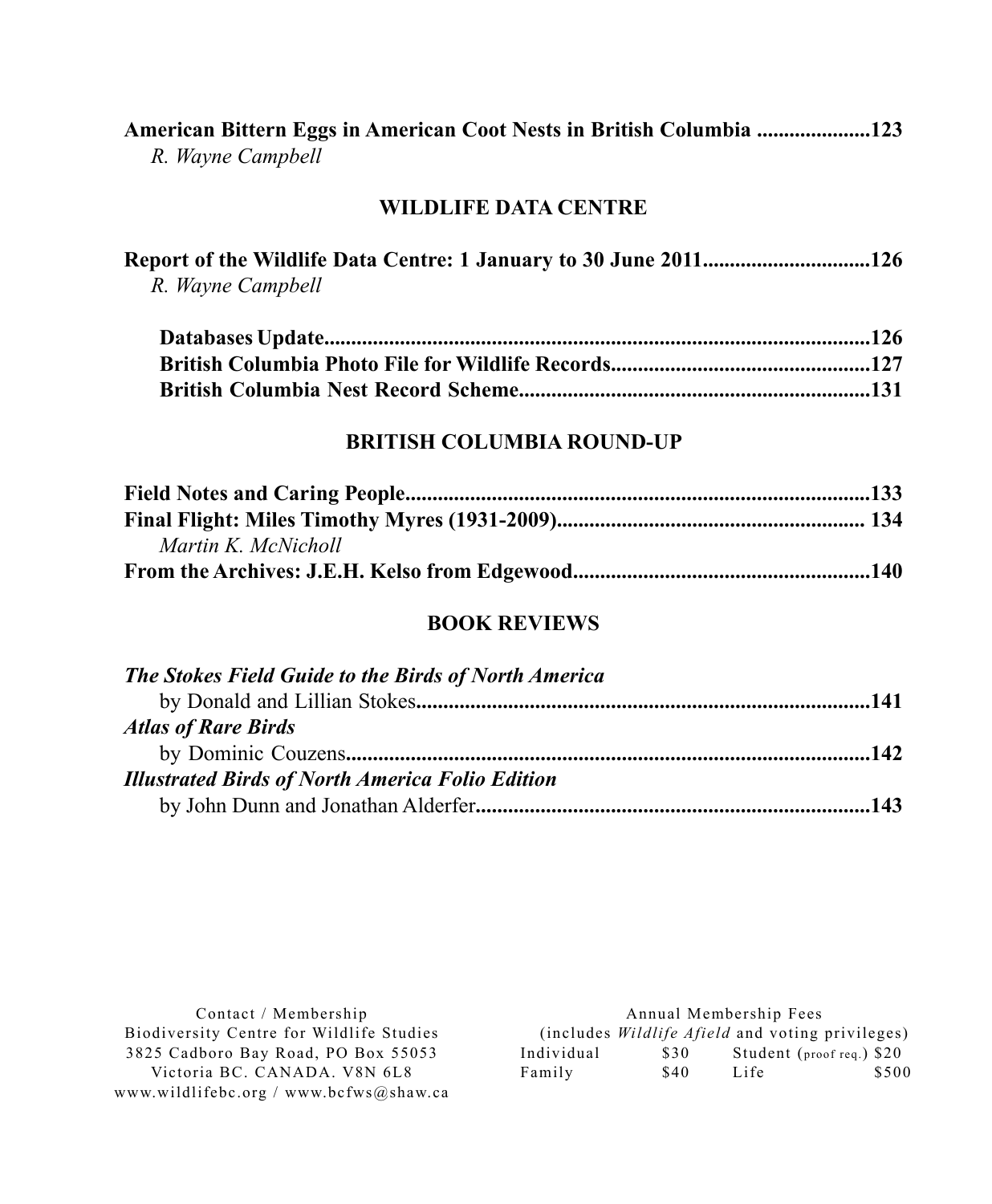**American Bittern Eggs in American Coot Nests in British Columbia .....................123**
*R. Wayne Campbell*

## WILDLIFE DATA CENTRE

**Report of the Wildlife Data Centre: 1 January to 30 June 2011..............................126**
*R. Wayne Campbell*

**Databases Update.....................................................................................................126**
**British Columbia Photo File for Wildlife Records................................................127**
**British Columbia Nest Record Scheme.................................................................131**

## BRITISH COLUMBIA ROUND-UP

**Field Notes and Caring People...................................................................................133**
**Final Flight: Miles Timothy Myres (1931-2009)........................................................ 134**
*Martin K. McNicholl*
**From the Archives: J.E.H. Kelso from Edgewood......................................................140**

## BOOK REVIEWS

***The Stokes Field Guide to the Birds of North America***
by Donald and Lillian Stokes**.......................................................................................141**
***Atlas of Rare Birds***
by Dominic Couzens**...................................................................................................142**
***Illustrated Birds of North America Folio Edition***
by John Dunn and Jonathan Alderfer**..........................................................................143**

Contact / Membership
Biodiversity Centre for Wildlife Studies
3825 Cadboro Bay Road, PO Box 55053
Victoria BC. CANADA. V8N 6L8
www.wildlifebc.org / www.bcfws@shaw.ca

Annual Membership Fees
(includes *Wildlife Afield* and voting privileges)

| | | | |
|---|---|---|---|
| Individual | $30 | Student (proof req.) | $20 |
| Family | $40 | Life | $500 |